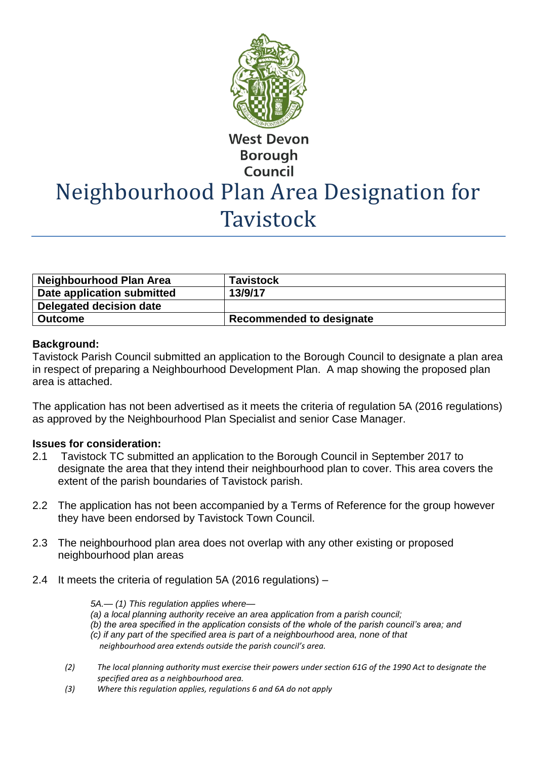West Devon Borough Council

# Neighbourhood Plan Area Designation for Tavistock

| Neighbourhood Plan Area | Tavistock |
|---|---|
| Date application submitted | 13/9/17 |
| Delegated decision date | |
| Outcome | Recommended to designate |

**Background:**
Tavistock Parish Council submitted an application to the Borough Council to designate a plan area in respect of preparing a Neighbourhood Development Plan. A map showing the proposed plan area is attached.

The application has not been advertised as it meets the criteria of regulation 5A (2016 regulations) as approved by the Neighbourhood Plan Specialist and senior Case Manager.

**Issues for consideration:**

2.1 Tavistock TC submitted an application to the Borough Council in September 2017 to designate the area that they intend their neighbourhood plan to cover. This area covers the extent of the parish boundaries of Tavistock parish.

2.2 The application has not been accompanied by a Terms of Reference for the group however they have been endorsed by Tavistock Town Council.

2.3 The neighbourhood plan area does not overlap with any other existing or proposed neighbourhood plan areas

2.4 It meets the criteria of regulation 5A (2016 regulations) –

> *5A.— (1) This regulation applies where—*
> *(a) a local planning authority receive an area application from a parish council;*
> *(b) the area specified in the application consists of the whole of the parish council's area; and*
> *(c) if any part of the specified area is part of a neighbourhood area, none of that neighbourhood area extends outside the parish council's area.*
>
> *(2) The local planning authority must exercise their powers under section 61G of the 1990 Act to designate the specified area as a neighbourhood area.*
>
> *(3) Where this regulation applies, regulations 6 and 6A do not apply*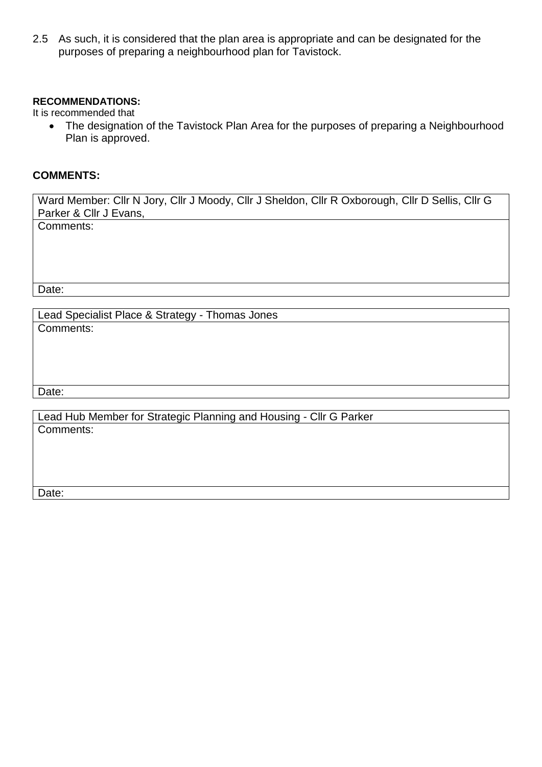2.5 As such, it is considered that the plan area is appropriate and can be designated for the purposes of preparing a neighbourhood plan for Tavistock.

**RECOMMENDATIONS:**

It is recommended that

- The designation of the Tavistock Plan Area for the purposes of preparing a Neighbourhood Plan is approved.

**COMMENTS:**

| Ward Member: Cllr N Jory, Cllr J Moody, Cllr J Sheldon, Cllr R Oxborough, Cllr D Sellis, Cllr G Parker & Cllr J Evans, |
|---|
| Comments: |
| Date: |

| Lead Specialist Place & Strategy - Thomas Jones |
|---|
| Comments: |
| Date: |

| Lead Hub Member for Strategic Planning and Housing - Cllr G Parker |
|---|
| Comments: |
| Date: |